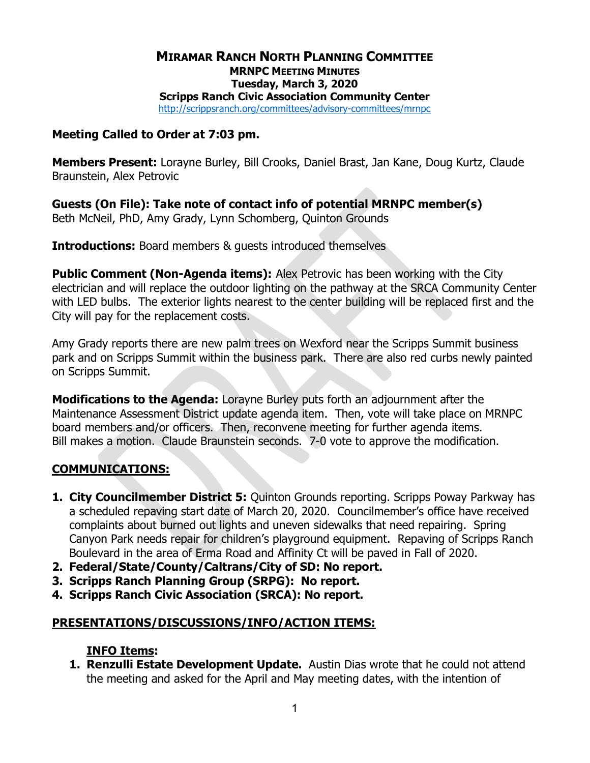# MIRAMAR RANCH NORTH PLANNING COMMITTEE

**MRNPC MEETING MINUTES**
**Tuesday, March 3, 2020**
**Scripps Ranch Civic Association Community Center**
http://scrippsranch.org/committees/advisory-committees/mrnpc

**Meeting Called to Order at 7:03 pm.**

**Members Present:** Lorayne Burley, Bill Crooks, Daniel Brast, Jan Kane, Doug Kurtz, Claude Braunstein, Alex Petrovic

**Guests (On File): Take note of contact info of potential MRNPC member(s)**
Beth McNeil, PhD, Amy Grady, Lynn Schomberg, Quinton Grounds

**Introductions:** Board members & guests introduced themselves

**Public Comment (Non-Agenda items):** Alex Petrovic has been working with the City electrician and will replace the outdoor lighting on the pathway at the SRCA Community Center with LED bulbs. The exterior lights nearest to the center building will be replaced first and the City will pay for the replacement costs.

Amy Grady reports there are new palm trees on Wexford near the Scripps Summit business park and on Scripps Summit within the business park. There are also red curbs newly painted on Scripps Summit.

**Modifications to the Agenda:** Lorayne Burley puts forth an adjournment after the Maintenance Assessment District update agenda item. Then, vote will take place on MRNPC board members and/or officers. Then, reconvene meeting for further agenda items. Bill makes a motion. Claude Braunstein seconds. 7-0 vote to approve the modification.

## COMMUNICATIONS:

1. **City Councilmember District 5:** Quinton Grounds reporting. Scripps Poway Parkway has a scheduled repaving start date of March 20, 2020. Councilmember's office have received complaints about burned out lights and uneven sidewalks that need repairing. Spring Canyon Park needs repair for children's playground equipment. Repaving of Scripps Ranch Boulevard in the area of Erma Road and Affinity Ct will be paved in Fall of 2020.
2. **Federal/State/County/Caltrans/City of SD: No report.**
3. **Scripps Ranch Planning Group (SRPG): No report.**
4. **Scripps Ranch Civic Association (SRCA): No report.**

## PRESENTATIONS/DISCUSSIONS/INFO/ACTION ITEMS:

### INFO Items:

1. **Renzulli Estate Development Update.** Austin Dias wrote that he could not attend the meeting and asked for the April and May meeting dates, with the intention of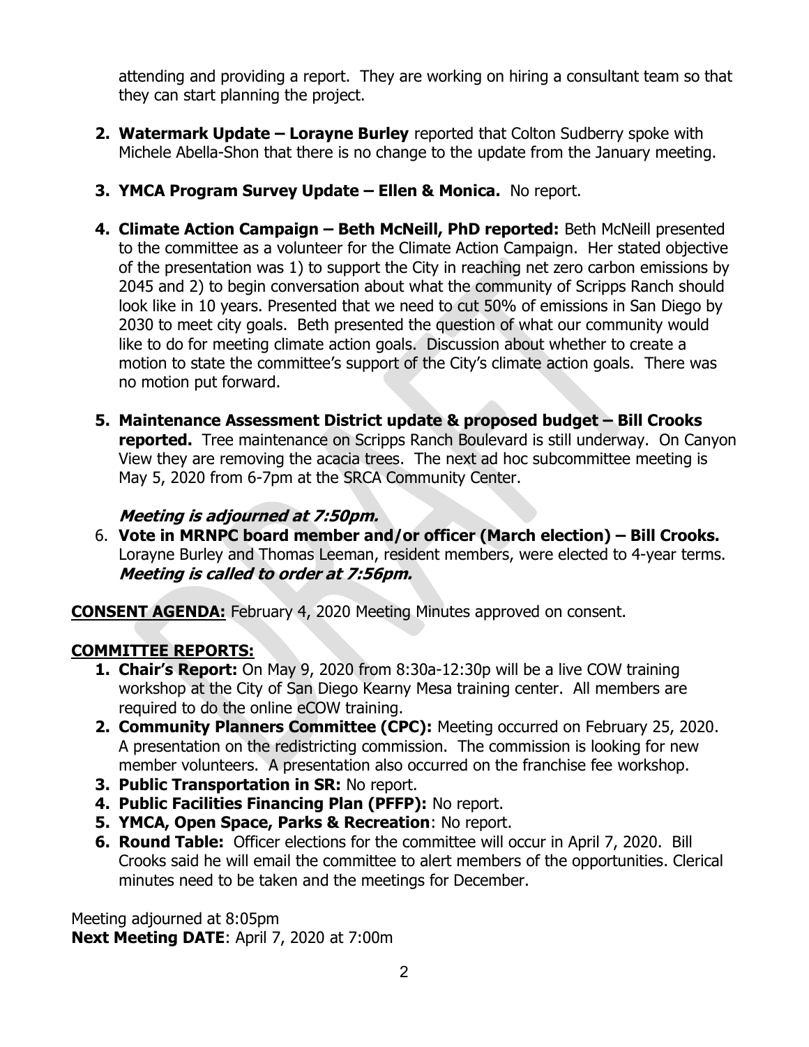attending and providing a report. They are working on hiring a consultant team so that they can start planning the project.

2. **Watermark Update – Lorayne Burley** reported that Colton Sudberry spoke with Michele Abella-Shon that there is no change to the update from the January meeting.

3. **YMCA Program Survey Update – Ellen & Monica.** No report.

4. **Climate Action Campaign – Beth McNeill, PhD reported:** Beth McNeill presented to the committee as a volunteer for the Climate Action Campaign. Her stated objective of the presentation was 1) to support the City in reaching net zero carbon emissions by 2045 and 2) to begin conversation about what the community of Scripps Ranch should look like in 10 years. Presented that we need to cut 50% of emissions in San Diego by 2030 to meet city goals. Beth presented the question of what our community would like to do for meeting climate action goals. Discussion about whether to create a motion to state the committee's support of the City's climate action goals. There was no motion put forward.

5. **Maintenance Assessment District update & proposed budget – Bill Crooks reported.** Tree maintenance on Scripps Ranch Boulevard is still underway. On Canyon View they are removing the acacia trees. The next ad hoc subcommittee meeting is May 5, 2020 from 6-7pm at the SRCA Community Center.

***Meeting is adjourned at 7:50pm.***

6. **Vote in MRNPC board member and/or officer (March election) – Bill Crooks.** Lorayne Burley and Thomas Leeman, resident members, were elected to 4-year terms. ***Meeting is called to order at 7:56pm.***

**CONSENT AGENDA:** February 4, 2020 Meeting Minutes approved on consent.

**COMMITTEE REPORTS:**

1. **Chair's Report:** On May 9, 2020 from 8:30a-12:30p will be a live COW training workshop at the City of San Diego Kearny Mesa training center. All members are required to do the online eCOW training.
2. **Community Planners Committee (CPC):** Meeting occurred on February 25, 2020. A presentation on the redistricting commission. The commission is looking for new member volunteers. A presentation also occurred on the franchise fee workshop.
3. **Public Transportation in SR:** No report.
4. **Public Facilities Financing Plan (PFFP):** No report.
5. **YMCA, Open Space, Parks & Recreation**: No report.
6. **Round Table:** Officer elections for the committee will occur in April 7, 2020. Bill Crooks said he will email the committee to alert members of the opportunities. Clerical minutes need to be taken and the meetings for December.

Meeting adjourned at 8:05pm
**Next Meeting DATE**: April 7, 2020 at 7:00m